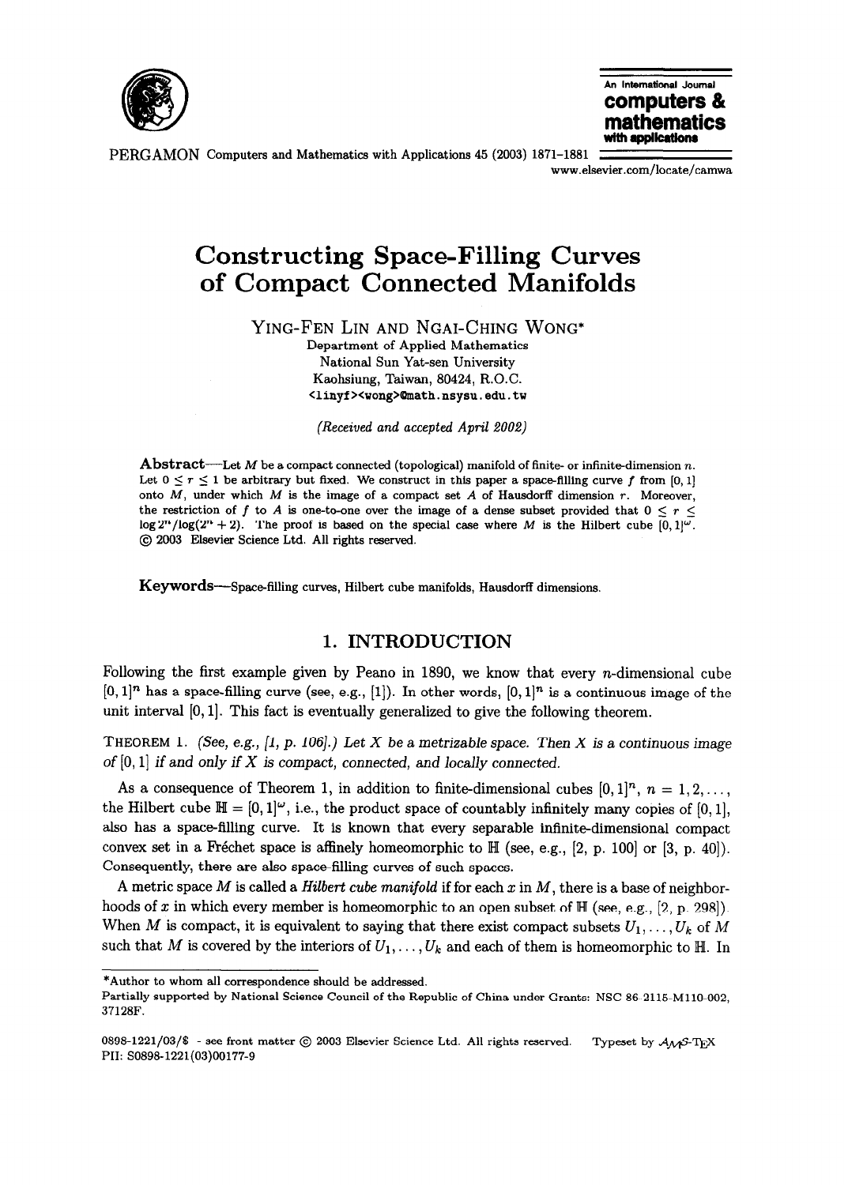# Constructing Space-Filling Curves of Compact Connected Manifolds

YING-FEN LIN AND NGAI-CHING WONG*

Department of Applied Mathematics
National Sun Yat-sen University
Kaohsiung, Taiwan, 80424, R.O.C.
<linyf><wong>@math.nsysu.edu.tw

*(Received and accepted April 2002)*

**Abstract**—Let $M$ be a compact connected (topological) manifold of finite- or infinite-dimension $n$. Let $0 \leq r \leq 1$ be arbitrary but fixed. We construct in this paper a space-filling curve $f$ from $[0, 1]$ onto $M$, under which $M$ is the image of a compact set $A$ of Hausdorff dimension $r$. Moreover, the restriction of $f$ to $A$ is one-to-one over the image of a dense subset provided that $0 \leq r \leq \log 2^n / \log(2^n + 2)$. The proof is based on the special case where $M$ is the Hilbert cube $[0, 1]^\omega$.
© 2003 Elsevier Science Ltd. All rights reserved.

**Keywords**—Space-filling curves, Hilbert cube manifolds, Hausdorff dimensions.

## 1. INTRODUCTION

Following the first example given by Peano in 1890, we know that every $n$-dimensional cube $[0, 1]^n$ has a space-filling curve (see, e.g., [1]). In other words, $[0, 1]^n$ is a continuous image of the unit interval $[0, 1]$. This fact is eventually generalized to give the following theorem.

THEOREM 1. *(See, e.g., [1, p. 106].) Let $X$ be a metrizable space. Then $X$ is a continuous image of $[0, 1]$ if and only if $X$ is compact, connected, and locally connected.*

As a consequence of Theorem 1, in addition to finite-dimensional cubes $[0, 1]^n$, $n = 1, 2, \ldots$, the Hilbert cube $\mathbb{H} = [0, 1]^\omega$, i.e., the product space of countably infinitely many copies of $[0, 1]$, also has a space-filling curve. It is known that every separable infinite-dimensional compact convex set in a Fréchet space is affinely homeomorphic to $\mathbb{H}$ (see, e.g., [2, p. 100] or [3, p. 40]). Consequently, there are also space-filling curves of such spaces.

A metric space $M$ is called a *Hilbert cube manifold* if for each $x$ in $M$, there is a base of neighborhoods of $x$ in which every member is homeomorphic to an open subset of $\mathbb{H}$ (see, e.g., [2, p. 298]). When $M$ is compact, it is equivalent to saying that there exist compact subsets $U_1, \ldots, U_k$ of $M$ such that $M$ is covered by the interiors of $U_1, \ldots, U_k$ and each of them is homeomorphic to $\mathbb{H}$. In

---

*Author to whom all correspondence should be addressed.
Partially supported by National Science Council of the Republic of China under Grants: NSC 86-2115-M110-002, 37128F.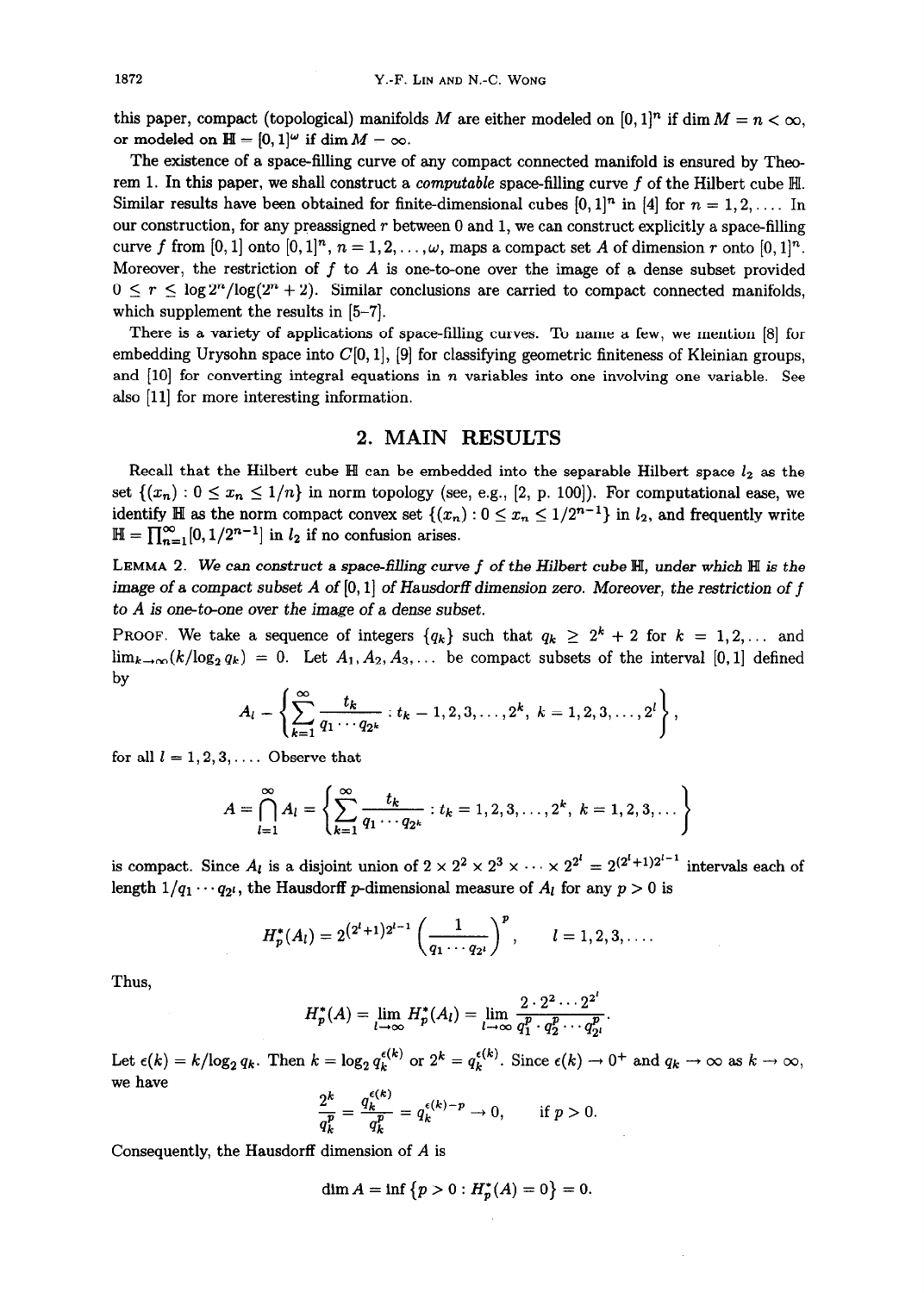this paper, compact (topological) manifolds $M$ are either modeled on $[0,1]^n$ if $\dim M = n < \infty$, or modeled on $\mathbb{H} = [0,1]^\omega$ if $\dim M = \infty$.

The existence of a space-filling curve of any compact connected manifold is ensured by Theorem 1. In this paper, we shall construct a *computable* space-filling curve $f$ of the Hilbert cube $\mathbb{H}$. Similar results have been obtained for finite-dimensional cubes $[0,1]^n$ in [4] for $n = 1, 2, \ldots$. In our construction, for any preassigned $r$ between 0 and 1, we can construct explicitly a space-filling curve $f$ from $[0,1]$ onto $[0,1]^n$, $n = 1, 2, \ldots, \omega$, maps a compact set $A$ of dimension $r$ onto $[0,1]^n$. Moreover, the restriction of $f$ to $A$ is one-to-one over the image of a dense subset provided $0 \le r \le \log 2^n / \log(2^n + 2)$. Similar conclusions are carried to compact connected manifolds, which supplement the results in [5–7].

There is a variety of applications of space-filling curves. To name a few, we mention [8] for embedding Urysohn space into $C[0,1]$, [9] for classifying geometric finiteness of Kleinian groups, and [10] for converting integral equations in $n$ variables into one involving one variable. See also [11] for more interesting information.

## 2. MAIN RESULTS

Recall that the Hilbert cube $\mathbb{H}$ can be embedded into the separable Hilbert space $l_2$ as the set $\{(x_n) : 0 \le x_n \le 1/n\}$ in norm topology (see, e.g., [2, p. 100]). For computational ease, we identify $\mathbb{H}$ as the norm compact convex set $\{(x_n) : 0 \le x_n \le 1/2^{n-1}\}$ in $l_2$, and frequently write $\mathbb{H} = \prod_{n=1}^{\infty} [0, 1/2^{n-1}]$ in $l_2$ if no confusion arises.

LEMMA 2. *We can construct a space-filling curve $f$ of the Hilbert cube $\mathbb{H}$, under which $\mathbb{H}$ is the image of a compact subset $A$ of $[0,1]$ of Hausdorff dimension zero. Moreover, the restriction of $f$ to $A$ is one-to-one over the image of a dense subset.*

PROOF. We take a sequence of integers $\{q_k\}$ such that $q_k \ge 2^k + 2$ for $k = 1, 2, \ldots$ and $\lim_{k\to\infty}(k/\log_2 q_k) = 0$. Let $A_1, A_2, A_3, \ldots$ be compact subsets of the interval $[0,1]$ defined by

$$A_l = \left\{ \sum_{k=1}^{\infty} \frac{t_k}{q_1 \cdots q_{2^k}} : t_k = 1, 2, 3, \ldots, 2^k,\ k = 1, 2, 3, \ldots, 2^l \right\},$$

for all $l = 1, 2, 3, \ldots$. Observe that

$$A = \bigcap_{l=1}^{\infty} A_l = \left\{ \sum_{k=1}^{\infty} \frac{t_k}{q_1 \cdots q_{2^k}} : t_k = 1, 2, 3, \ldots, 2^k,\ k = 1, 2, 3, \ldots \right\}$$

is compact. Since $A_l$ is a disjoint union of $2 \times 2^2 \times 2^3 \times \cdots \times 2^{2^l} = 2^{(2^l+1)2^{l-1}}$ intervals each of length $1/q_1 \cdots q_{2^l}$, the Hausdorff $p$-dimensional measure of $A_l$ for any $p > 0$ is

$$H_p^*(A_l) = 2^{(2^l+1)2^{l-1}} \left( \frac{1}{q_1 \cdots q_{2^l}} \right)^p, \qquad l = 1, 2, 3, \ldots.$$

Thus,

$$H_p^*(A) = \lim_{l\to\infty} H_p^*(A_l) = \lim_{l\to\infty} \frac{2 \cdot 2^2 \cdots 2^{2^l}}{q_1^p \cdot q_2^p \cdots q_{2^l}^p}.$$

Let $\epsilon(k) = k/\log_2 q_k$. Then $k = \log_2 q_k^{\epsilon(k)}$ or $2^k = q_k^{\epsilon(k)}$. Since $\epsilon(k) \to 0^+$ and $q_k \to \infty$ as $k \to \infty$, we have

$$\frac{2^k}{q_k^p} = \frac{q_k^{\epsilon(k)}}{q_k^p} = q_k^{\epsilon(k)-p} \to 0, \qquad \text{if } p > 0.$$

Consequently, the Hausdorff dimension of $A$ is

$$\dim A = \inf \{ p > 0 : H_p^*(A) = 0 \} = 0.$$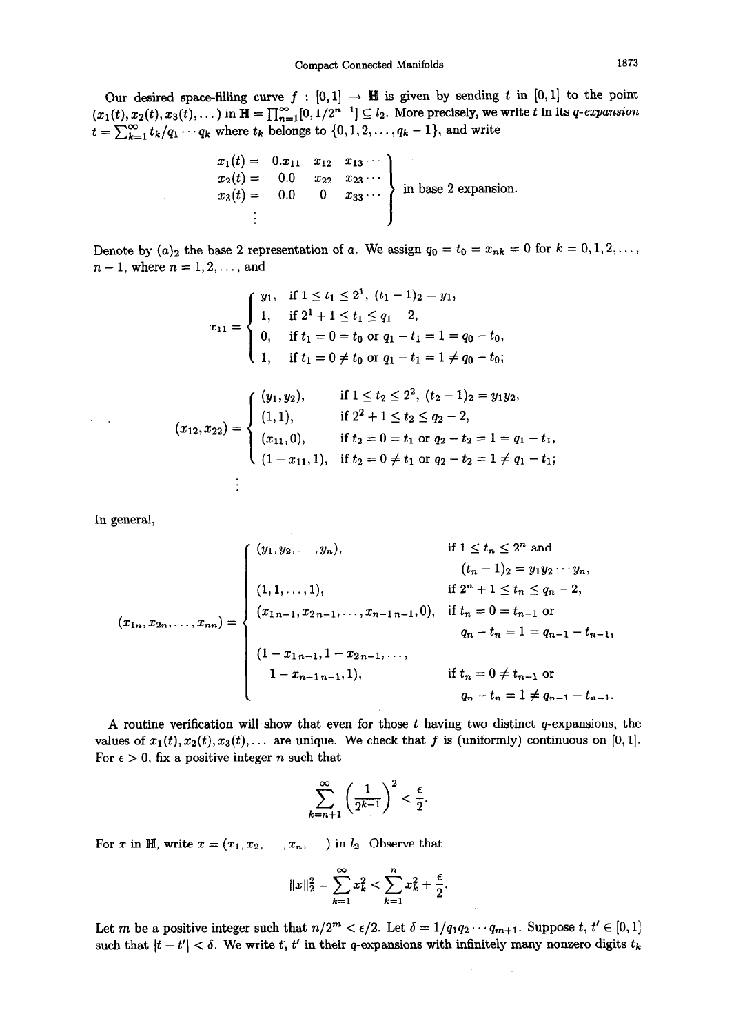Our desired space-filling curve $f : [0,1] \to \mathbb{H}$ is given by sending $t$ in $[0,1]$ to the point $(x_1(t), x_2(t), x_3(t), \dots)$ in $\mathbb{H} = \prod_{n=1}^{\infty}[0, 1/2^{n-1}] \subseteq l_2$. More precisely, we write $t$ in its *$q$-expansion* $t = \sum_{k=1}^{\infty} t_k/q_1 \cdots q_k$ where $t_k$ belongs to $\{0, 1, 2, \dots, q_k - 1\}$, and write

$$\left.\begin{array}{l} x_1(t) = \ 0.x_{11} \quad x_{12} \quad x_{13} \cdots \\ x_2(t) = \quad 0.0 \quad x_{22} \quad x_{23} \cdots \\ x_3(t) = \quad 0.0 \quad\ \ 0 \quad\ x_{33} \cdots \\ \quad \vdots \end{array}\right\} \text{ in base 2 expansion.}$$

Denote by $(a)_2$ the base 2 representation of $a$. We assign $q_0 = t_0 = x_{nk} = 0$ for $k = 0, 1, 2, \dots, n-1$, where $n = 1, 2, \dots$, and

$$x_{11} = \begin{cases} y_1, & \text{if } 1 \leq t_1 \leq 2^1,\ (t_1 - 1)_2 = y_1, \\ 1, & \text{if } 2^1 + 1 \leq t_1 \leq q_1 - 2, \\ 0, & \text{if } t_1 = 0 = t_0 \text{ or } q_1 - t_1 = 1 = q_0 - t_0, \\ 1, & \text{if } t_1 = 0 \neq t_0 \text{ or } q_1 - t_1 = 1 \neq q_0 - t_0; \end{cases}$$

$$(x_{12}, x_{22}) = \begin{cases} (y_1, y_2), & \text{if } 1 \leq t_2 \leq 2^2,\ (t_2 - 1)_2 = y_1 y_2, \\ (1, 1), & \text{if } 2^2 + 1 \leq t_2 \leq q_2 - 2, \\ (x_{11}, 0), & \text{if } t_2 = 0 = t_1 \text{ or } q_2 - t_2 = 1 = q_1 - t_1, \\ (1 - x_{11}, 1), & \text{if } t_2 = 0 \neq t_1 \text{ or } q_2 - t_2 = 1 \neq q_1 - t_1; \end{cases}$$

$$\vdots$$

In general,

$$(x_{1n}, x_{2n}, \dots, x_{nn}) = \begin{cases} (y_1, y_2, \dots, y_n), & \text{if } 1 \leq t_n \leq 2^n \text{ and} \\ & \quad (t_n - 1)_2 = y_1 y_2 \cdots y_n, \\ (1, 1, \dots, 1), & \text{if } 2^n + 1 \leq t_n \leq q_n - 2, \\ (x_{1\,n-1}, x_{2\,n-1}, \dots, x_{n-1\,n-1}, 0), & \text{if } t_n = 0 = t_{n-1} \text{ or} \\ & \quad q_n - t_n = 1 = q_{n-1} - t_{n-1}, \\ (1 - x_{1\,n-1}, 1 - x_{2\,n-1}, \dots, & \\ \quad 1 - x_{n-1\,n-1}, 1), & \text{if } t_n = 0 \neq t_{n-1} \text{ or} \\ & \quad q_n - t_n = 1 \neq q_{n-1} - t_{n-1}. \end{cases}$$

A routine verification will show that even for those $t$ having two distinct $q$-expansions, the values of $x_1(t), x_2(t), x_3(t), \dots$ are unique. We check that $f$ is (uniformly) continuous on $[0,1]$. For $\epsilon > 0$, fix a positive integer $n$ such that

$$\sum_{k=n+1}^{\infty} \left(\frac{1}{2^{k-1}}\right)^2 < \frac{\epsilon}{2}.$$

For $x$ in $\mathbb{H}$, write $x = (x_1, x_2, \dots, x_n, \dots)$ in $l_2$. Observe that

$$\|x\|_2^2 = \sum_{k=1}^{\infty} x_k^2 < \sum_{k=1}^{n} x_k^2 + \frac{\epsilon}{2}.$$

Let $m$ be a positive integer such that $n/2^m < \epsilon/2$. Let $\delta = 1/q_1 q_2 \cdots q_{m+1}$. Suppose $t, t' \in [0,1]$ such that $|t - t'| < \delta$. We write $t, t'$ in their $q$-expansions with infinitely many nonzero digits $t_k$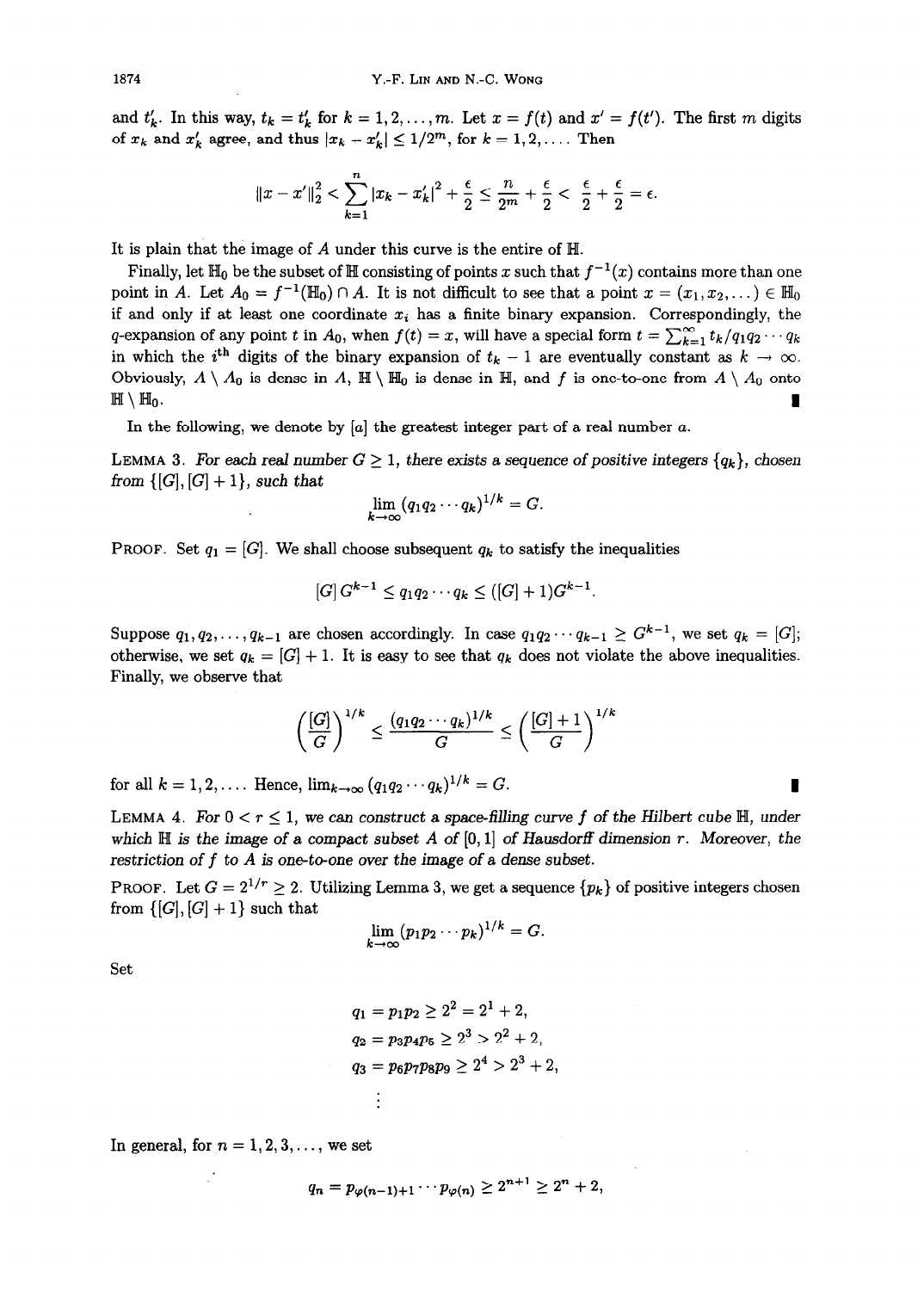and $t'_k$. In this way, $t_k = t'_k$ for $k = 1, 2, \ldots, m$. Let $x = f(t)$ and $x' = f(t')$. The first $m$ digits of $x_k$ and $x'_k$ agree, and thus $|x_k - x'_k| \leq 1/2^m$, for $k = 1, 2, \ldots$. Then

$$\|x - x'\|_2^2 < \sum_{k=1}^{n} |x_k - x'_k|^2 + \frac{\epsilon}{2} \leq \frac{n}{2^m} + \frac{\epsilon}{2} < \frac{\epsilon}{2} + \frac{\epsilon}{2} = \epsilon.$$

It is plain that the image of $A$ under this curve is the entire of $\mathbb{H}$.

Finally, let $\mathbb{H}_0$ be the subset of $\mathbb{H}$ consisting of points $x$ such that $f^{-1}(x)$ contains more than one point in $A$. Let $A_0 = f^{-1}(\mathbb{H}_0) \cap A$. It is not difficult to see that a point $x = (x_1, x_2, \ldots) \in \mathbb{H}_0$ if and only if at least one coordinate $x_i$ has a finite binary expansion. Correspondingly, the $q$-expansion of any point $t$ in $A_0$, when $f(t) = x$, will have a special form $t = \sum_{k=1}^{\infty} t_k / q_1 q_2 \cdots q_k$ in which the $i^{\text{th}}$ digits of the binary expansion of $t_k - 1$ are eventually constant as $k \to \infty$. Obviously, $A \setminus A_0$ is dense in $A$, $\mathbb{H} \setminus \mathbb{H}_0$ is dense in $\mathbb{H}$, and $f$ is one-to-one from $A \setminus A_0$ onto $\mathbb{H} \setminus \mathbb{H}_0$. ∎

In the following, we denote by $[a]$ the greatest integer part of a real number $a$.

**Lemma 3.** *For each real number $G \geq 1$, there exists a sequence of positive integers $\{q_k\}$, chosen from $\{[G], [G] + 1\}$, such that*

$$\lim_{k \to \infty} (q_1 q_2 \cdots q_k)^{1/k} = G.$$

**Proof.** Set $q_1 = [G]$. We shall choose subsequent $q_k$ to satisfy the inequalities

$$[G]\, G^{k-1} \leq q_1 q_2 \cdots q_k \leq ([G] + 1) G^{k-1}.$$

Suppose $q_1, q_2, \ldots, q_{k-1}$ are chosen accordingly. In case $q_1 q_2 \cdots q_{k-1} \geq G^{k-1}$, we set $q_k = [G]$; otherwise, we set $q_k = [G] + 1$. It is easy to see that $q_k$ does not violate the above inequalities. Finally, we observe that

$$\left( \frac{[G]}{G} \right)^{1/k} \leq \frac{(q_1 q_2 \cdots q_k)^{1/k}}{G} \leq \left( \frac{[G] + 1}{G} \right)^{1/k}$$

for all $k = 1, 2, \ldots$. Hence, $\lim_{k \to \infty} (q_1 q_2 \cdots q_k)^{1/k} = G$. ∎

**Lemma 4.** *For $0 < r \leq 1$, we can construct a space-filling curve $f$ of the Hilbert cube $\mathbb{H}$, under which $\mathbb{H}$ is the image of a compact subset $A$ of $[0, 1]$ of Hausdorff dimension $r$. Moreover, the restriction of $f$ to $A$ is one-to-one over the image of a dense subset.*

**Proof.** Let $G = 2^{1/r} \geq 2$. Utilizing Lemma 3, we get a sequence $\{p_k\}$ of positive integers chosen from $\{[G], [G] + 1\}$ such that

$$\lim_{k \to \infty} (p_1 p_2 \cdots p_k)^{1/k} = G.$$

Set

$$\begin{aligned}
q_1 &= p_1 p_2 \geq 2^2 = 2^1 + 2, \\
q_2 &= p_3 p_4 p_5 \geq 2^3 > 2^2 + 2, \\
q_3 &= p_6 p_7 p_8 p_9 \geq 2^4 > 2^3 + 2, \\
&\vdots
\end{aligned}$$

In general, for $n = 1, 2, 3, \ldots$, we set

$$q_n = p_{\varphi(n-1)+1} \cdots p_{\varphi(n)} \geq 2^{n+1} \geq 2^n + 2,$$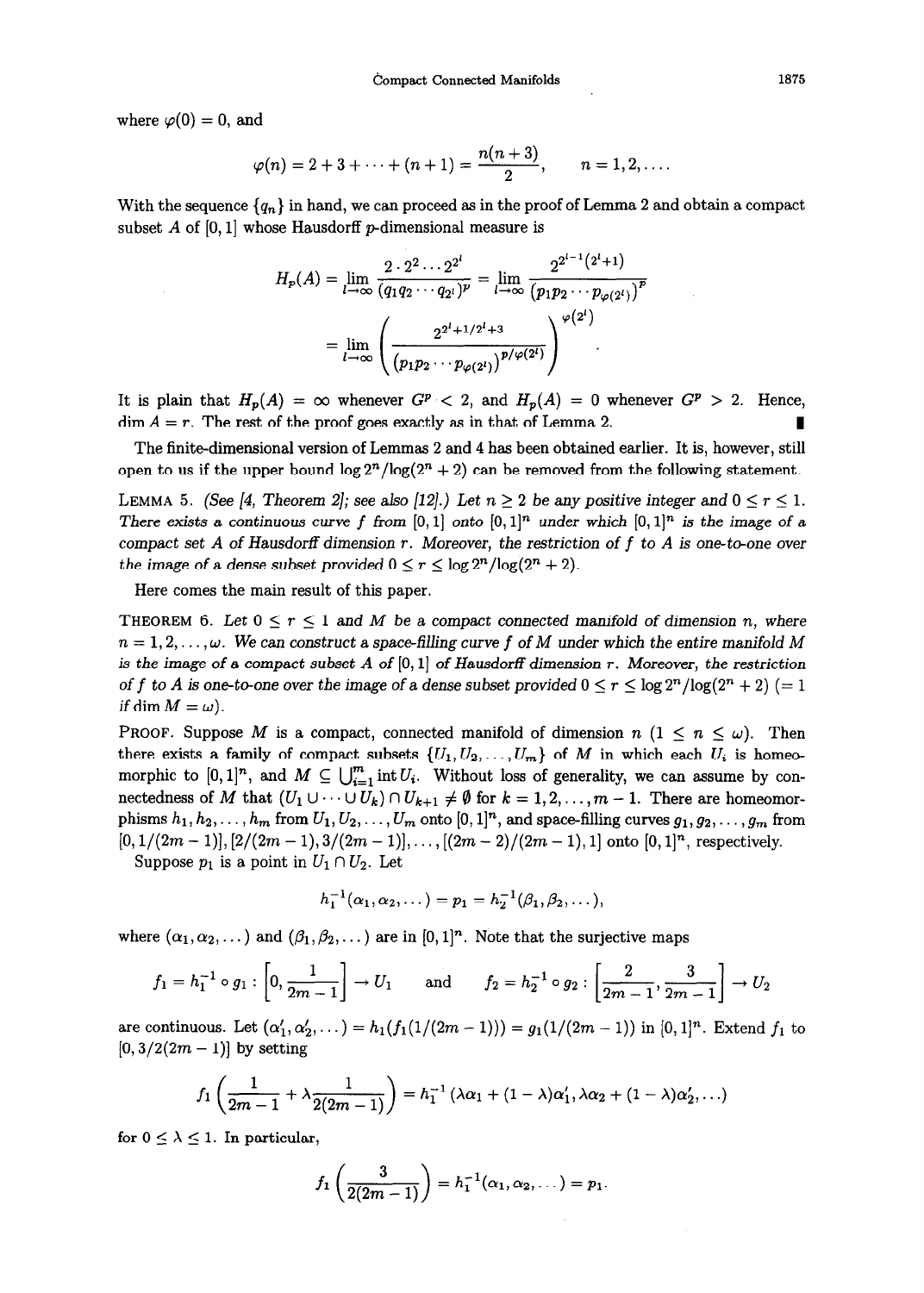where $\varphi(0) = 0$, and

$$\varphi(n) = 2 + 3 + \cdots + (n+1) = \frac{n(n+3)}{2}, \qquad n = 1, 2, \ldots.$$

With the sequence $\{q_n\}$ in hand, we can proceed as in the proof of Lemma 2 and obtain a compact subset $A$ of $[0,1]$ whose Hausdorff $p$-dimensional measure is

$$H_p(A) = \lim_{l\to\infty} \frac{2 \cdot 2^2 \cdots 2^{2^l}}{(q_1 q_2 \cdots q_{2^l})^p} = \lim_{l\to\infty} \frac{2^{2^{l-1}(2^l+1)}}{(p_1 p_2 \cdots p_{\varphi(2^l)})^p}$$

$$= \lim_{l\to\infty} \left( \frac{2^{2^l+1/2^l+3}}{(p_1 p_2 \cdots p_{\varphi(2^l)})^{p/\varphi(2^l)}} \right)^{\varphi(2^l)}.$$

It is plain that $H_p(A) = \infty$ whenever $G^p < 2$, and $H_p(A) = 0$ whenever $G^p > 2$. Hence, $\dim A = r$. The rest of the proof goes exactly as in that of Lemma 2. ∎

The finite-dimensional version of Lemmas 2 and 4 has been obtained earlier. It is, however, still open to us if the upper bound $\log 2^n/\log(2^n+2)$ can be removed from the following statement.

**LEMMA 5.** *(See [4, Theorem 2]; see also [12].) Let $n \geq 2$ be any positive integer and $0 \leq r \leq 1$. There exists a continuous curve $f$ from $[0,1]$ onto $[0,1]^n$ under which $[0,1]^n$ is the image of a compact set $A$ of Hausdorff dimension $r$. Moreover, the restriction of $f$ to $A$ is one-to-one over the image of a dense subset provided $0 \leq r \leq \log 2^n/\log(2^n+2)$.*

Here comes the main result of this paper.

**THEOREM 6.** *Let $0 \leq r \leq 1$ and $M$ be a compact connected manifold of dimension $n$, where $n = 1, 2, \ldots, \omega$. We can construct a space-filling curve $f$ of $M$ under which the entire manifold $M$ is the image of a compact subset $A$ of $[0,1]$ of Hausdorff dimension $r$. Moreover, the restriction of $f$ to $A$ is one-to-one over the image of a dense subset provided $0 \leq r \leq \log 2^n/\log(2^n+2)$ ($= 1$ if $\dim M = \omega$).*

**PROOF.** Suppose $M$ is a compact, connected manifold of dimension $n$ ($1 \leq n \leq \omega$). Then there exists a family of compact subsets $\{U_1, U_2, \ldots, U_m\}$ of $M$ in which each $U_i$ is homeomorphic to $[0,1]^n$, and $M \subseteq \bigcup_{i=1}^m \operatorname{int} U_i$. Without loss of generality, we can assume by connectedness of $M$ that $(U_1 \cup \cdots \cup U_k) \cap U_{k+1} \neq \emptyset$ for $k = 1, 2, \ldots, m-1$. There are homeomorphisms $h_1, h_2, \ldots, h_m$ from $U_1, U_2, \ldots, U_m$ onto $[0,1]^n$, and space-filling curves $g_1, g_2, \ldots, g_m$ from $[0, 1/(2m-1)], [2/(2m-1), 3/(2m-1)], \ldots, [(2m-2)/(2m-1), 1]$ onto $[0,1]^n$, respectively.

Suppose $p_1$ is a point in $U_1 \cap U_2$. Let

$$h_1^{-1}(\alpha_1, \alpha_2, \ldots) = p_1 = h_2^{-1}(\beta_1, \beta_2, \ldots),$$

where $(\alpha_1, \alpha_2, \ldots)$ and $(\beta_1, \beta_2, \ldots)$ are in $[0,1]^n$. Note that the surjective maps

$$f_1 = h_1^{-1} \circ g_1 : \left[0, \frac{1}{2m-1}\right] \to U_1 \quad \text{and} \quad f_2 = h_2^{-1} \circ g_2 : \left[\frac{2}{2m-1}, \frac{3}{2m-1}\right] \to U_2$$

are continuous. Let $(\alpha_1', \alpha_2', \ldots) = h_1(f_1(1/(2m-1))) = g_1(1/(2m-1))$ in $[0,1]^n$. Extend $f_1$ to $[0, 3/2(2m-1)]$ by setting

$$f_1\left(\frac{1}{2m-1} + \lambda \frac{1}{2(2m-1)}\right) = h_1^{-1}\left(\lambda\alpha_1 + (1-\lambda)\alpha_1', \lambda\alpha_2 + (1-\lambda)\alpha_2', \ldots\right)$$

for $0 \leq \lambda \leq 1$. In particular,

$$f_1\left(\frac{3}{2(2m-1)}\right) = h_1^{-1}(\alpha_1, \alpha_2, \ldots) = p_1.$$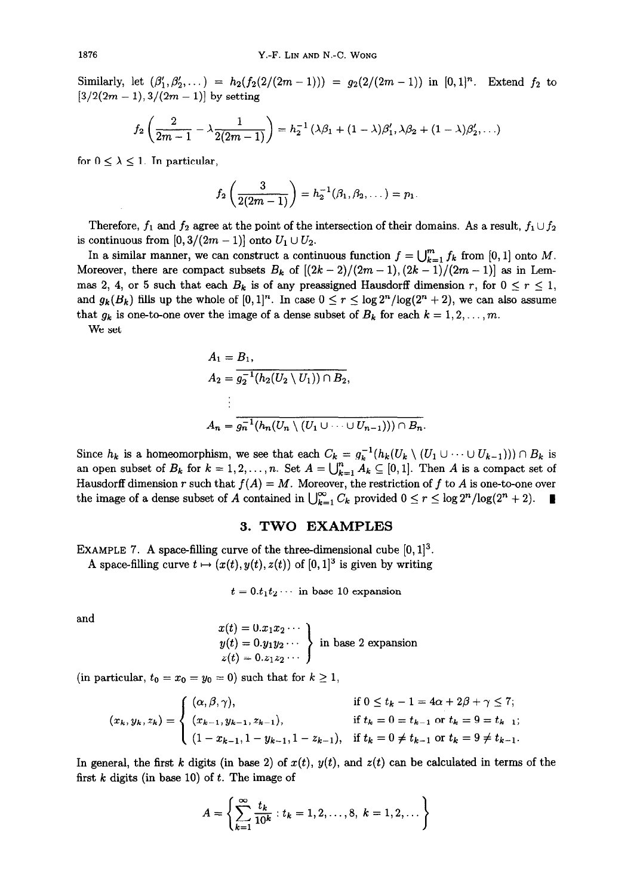Similarly, let $(\beta_1', \beta_2', \dots) = h_2(f_2(2/(2m-1))) = g_2(2/(2m-1))$ in $[0,1]^n$. Extend $f_2$ to $[3/2(2m-1), 3/(2m-1)]$ by setting

$$f_2\left(\frac{2}{2m-1} - \lambda\frac{1}{2(2m-1)}\right) = h_2^{-1}\left(\lambda\beta_1 + (1-\lambda)\beta_1', \lambda\beta_2 + (1-\lambda)\beta_2', \dots\right)$$

for $0 \le \lambda \le 1$. In particular,

$$f_2\left(\frac{3}{2(2m-1)}\right) = h_2^{-1}(\beta_1, \beta_2, \dots) = p_1.$$

Therefore, $f_1$ and $f_2$ agree at the point of the intersection of their domains. As a result, $f_1 \cup f_2$ is continuous from $[0, 3/(2m-1)]$ onto $U_1 \cup U_2$.

In a similar manner, we can construct a continuous function $f = \bigcup_{k=1}^m f_k$ from $[0,1]$ onto $M$. Moreover, there are compact subsets $B_k$ of $[(2k-2)/(2m-1), (2k-1)/(2m-1)]$ as in Lemmas 2, 4, or 5 such that each $B_k$ is of any preassigned Hausdorff dimension $r$, for $0 \le r \le 1$, and $g_k(B_k)$ fills up the whole of $[0,1]^n$. In case $0 \le r \le \log 2^n/\log(2^n+2)$, we can also assume that $g_k$ is one-to-one over the image of a dense subset of $B_k$ for each $k = 1, 2, \dots, m$.

We set

$$\begin{aligned}
A_1 &= B_1, \\
A_2 &= \overline{g_2^{-1}(h_2(U_2 \setminus U_1)) \cap B_2}, \\
&\ \vdots \\
A_n &= \overline{g_n^{-1}(h_n(U_n \setminus (U_1 \cup \dots \cup U_{n-1}))) \cap B_n}.
\end{aligned}$$

Since $h_k$ is a homeomorphism, we see that each $C_k = g_k^{-1}(h_k(U_k \setminus (U_1 \cup \dots \cup U_{k-1}))) \cap B_k$ is an open subset of $B_k$ for $k = 1, 2, \dots, n$. Set $A = \bigcup_{k=1}^n A_k \subseteq [0,1]$. Then $A$ is a compact set of Hausdorff dimension $r$ such that $f(A) = M$. Moreover, the restriction of $f$ to $A$ is one-to-one over the image of a dense subset of $A$ contained in $\bigcup_{k=1}^\infty C_k$ provided $0 \le r \le \log 2^n/\log(2^n+2)$. ∎

## 3. TWO EXAMPLES

EXAMPLE 7. A space-filling curve of the three-dimensional cube $[0,1]^3$.

A space-filling curve $t \mapsto (x(t), y(t), z(t))$ of $[0,1]^3$ is given by writing

$$t = 0.t_1 t_2 \cdots \text{ in base 10 expansion}$$

and

$$\left.\begin{aligned}
x(t) &= 0.x_1 x_2 \cdots \\
y(t) &= 0.y_1 y_2 \cdots \\
z(t) &= 0.z_1 z_2 \cdots
\end{aligned}\right\} \text{ in base 2 expansion}$$

(in particular, $t_0 = x_0 = y_0 = 0$) such that for $k \ge 1$,

$$(x_k, y_k, z_k) = \begin{cases}
(\alpha, \beta, \gamma), & \text{if } 0 \le t_k - 1 = 4\alpha + 2\beta + \gamma \le 7; \\
(x_{k-1}, y_{k-1}, z_{k-1}), & \text{if } t_k = 0 = t_{k-1} \text{ or } t_k = 9 = t_{k-1}; \\
(1 - x_{k-1}, 1 - y_{k-1}, 1 - z_{k-1}), & \text{if } t_k = 0 \ne t_{k-1} \text{ or } t_k = 9 \ne t_{k-1}.
\end{cases}$$

In general, the first $k$ digits (in base 2) of $x(t)$, $y(t)$, and $z(t)$ can be calculated in terms of the first $k$ digits (in base 10) of $t$. The image of

$$A = \left\{ \sum_{k=1}^\infty \frac{t_k}{10^k} : t_k = 1, 2, \dots, 8,\ k = 1, 2, \dots \right\}$$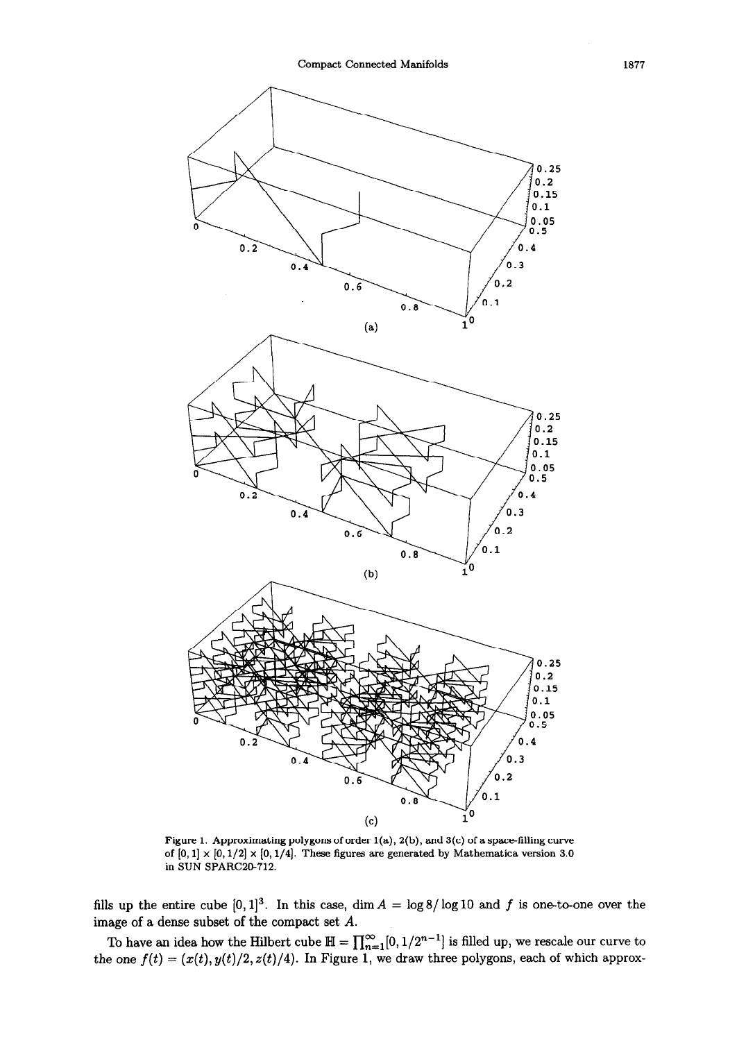Figure 1. Approximating polygons of order 1(a), 2(b), and 3(c) of a space-filling curve of $[0,1] \times [0,1/2] \times [0,1/4]$. These figures are generated by Mathematica version 3.0 in SUN SPARC20-712.

fills up the entire cube $[0,1]^3$. In this case, $\dim A = \log 8 / \log 10$ and $f$ is one-to-one over the image of a dense subset of the compact set $A$.

To have an idea how the Hilbert cube $\mathbb{H} = \prod_{n=1}^{\infty} [0, 1/2^{n-1}]$ is filled up, we rescale our curve to the one $f(t) = (x(t), y(t)/2, z(t)/4)$. In Figure 1, we draw three polygons, each of which approx-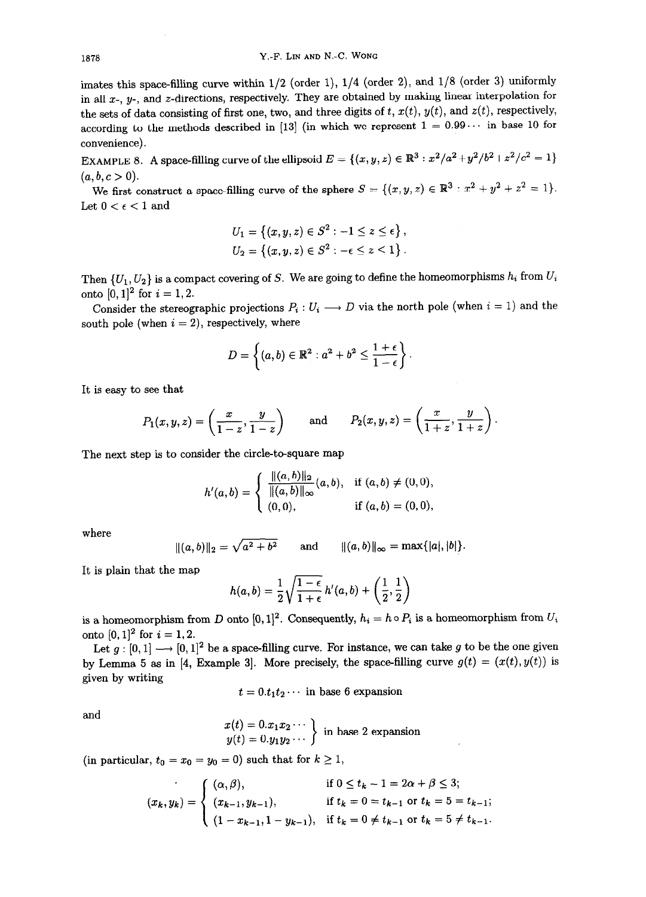imates this space-filling curve within 1/2 (order 1), 1/4 (order 2), and 1/8 (order 3) uniformly in all $x$-, $y$-, and $z$-directions, respectively. They are obtained by making linear interpolation for the sets of data consisting of first one, two, and three digits of $t$, $x(t)$, $y(t)$, and $z(t)$, respectively, according to the methods described in [13] (in which we represent $1 = 0.99\cdots$ in base 10 for convenience).

EXAMPLE 8. A space-filling curve of the ellipsoid $E = \{(x, y, z) \in \mathbb{R}^3 : x^2/a^2 + y^2/b^2 + z^2/c^2 = 1\}$ $(a, b, c > 0)$.

We first construct a space-filling curve of the sphere $S = \{(x, y, z) \in \mathbb{R}^3 : x^2 + y^2 + z^2 = 1\}$. Let $0 < \epsilon < 1$ and

$$U_1 = \left\{(x, y, z) \in S^2 : -1 \leq z \leq \epsilon\right\},$$
$$U_2 = \left\{(x, y, z) \in S^2 : -\epsilon \leq z < 1\right\}.$$

Then $\{U_1, U_2\}$ is a compact covering of $S$. We are going to define the homeomorphisms $h_i$ from $U_i$ onto $[0,1]^2$ for $i = 1, 2$.

Consider the stereographic projections $P_i : U_i \longrightarrow D$ via the north pole (when $i = 1$) and the south pole (when $i = 2$), respectively, where

$$D = \left\{(a, b) \in \mathbb{R}^2 : a^2 + b^2 \leq \frac{1+\epsilon}{1-\epsilon}\right\}.$$

It is easy to see that

$$P_1(x, y, z) = \left(\frac{x}{1-z}, \frac{y}{1-z}\right) \qquad \text{and} \qquad P_2(x, y, z) = \left(\frac{x}{1+z}, \frac{y}{1+z}\right).$$

The next step is to consider the circle-to-square map

$$h'(a, b) = \begin{cases} \dfrac{\|(a, b)\|_2}{\|(a, b)\|_\infty}(a, b), & \text{if } (a, b) \neq (0, 0), \\ (0, 0), & \text{if } (a, b) = (0, 0), \end{cases}$$

where

$$\|(a, b)\|_2 = \sqrt{a^2 + b^2} \qquad \text{and} \qquad \|(a, b)\|_\infty = \max\{|a|, |b|\}.$$

It is plain that the map

$$h(a, b) = \frac{1}{2}\sqrt{\frac{1-\epsilon}{1+\epsilon}}\, h'(a, b) + \left(\frac{1}{2}, \frac{1}{2}\right)$$

is a homeomorphism from $D$ onto $[0,1]^2$. Consequently, $h_i = h \circ P_i$ is a homeomorphism from $U_i$ onto $[0,1]^2$ for $i = 1, 2$.

Let $g : [0,1] \longrightarrow [0,1]^2$ be a space-filling curve. For instance, we can take $g$ to be the one given by Lemma 5 as in [4, Example 3]. More precisely, the space-filling curve $g(t) = (x(t), y(t))$ is given by writing

$$t = 0.t_1t_2\cdots \text{ in base 6 expansion}$$

and

$$\left.\begin{array}{l} x(t) = 0.x_1x_2\cdots \\ y(t) = 0.y_1y_2\cdots \end{array}\right\} \text{ in base 2 expansion}$$

(in particular, $t_0 = x_0 = y_0 = 0$) such that for $k \geq 1$,

$$(x_k, y_k) = \begin{cases} (\alpha, \beta), & \text{if } 0 \leq t_k - 1 = 2\alpha + \beta \leq 3; \\ (x_{k-1}, y_{k-1}), & \text{if } t_k = 0 = t_{k-1} \text{ or } t_k = 5 = t_{k-1}; \\ (1 - x_{k-1}, 1 - y_{k-1}), & \text{if } t_k = 0 \neq t_{k-1} \text{ or } t_k = 5 \neq t_{k-1}. \end{cases}$$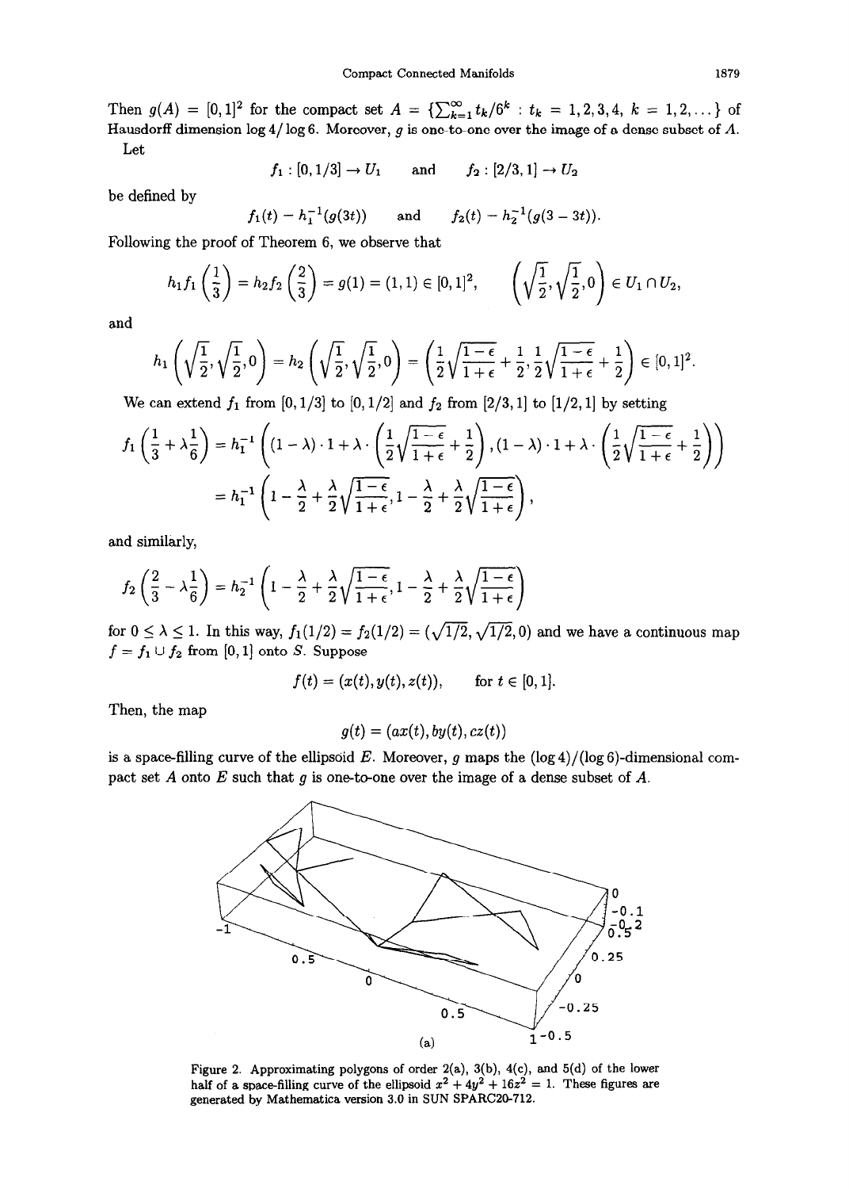Then $g(A) = [0,1]^2$ for the compact set $A = \{\sum_{k=1}^{\infty} t_k/6^k : t_k = 1,2,3,4,\ k = 1,2,\dots\}$ of Hausdorff dimension $\log 4/\log 6$. Moreover, $g$ is one-to-one over the image of a dense subset of $A$.

Let

$$f_1 : [0,1/3] \to U_1 \quad \text{and} \quad f_2 : [2/3,1] \to U_2$$

be defined by

$$f_1(t) = h_1^{-1}(g(3t)) \quad \text{and} \quad f_2(t) = h_2^{-1}(g(3-3t)).$$

Following the proof of Theorem 6, we observe that

$$h_1 f_1\left(\frac{1}{3}\right) = h_2 f_2\left(\frac{2}{3}\right) = g(1) = (1,1) \in [0,1]^2, \qquad \left(\sqrt{\frac{1}{2}}, \sqrt{\frac{1}{2}}, 0\right) \in U_1 \cap U_2,$$

and

$$h_1\left(\sqrt{\frac{1}{2}}, \sqrt{\frac{1}{2}}, 0\right) = h_2\left(\sqrt{\frac{1}{2}}, \sqrt{\frac{1}{2}}, 0\right) = \left(\frac{1}{2}\sqrt{\frac{1-\epsilon}{1+\epsilon}} + \frac{1}{2}, \frac{1}{2}\sqrt{\frac{1-\epsilon}{1+\epsilon}} + \frac{1}{2}\right) \in [0,1]^2.$$

We can extend $f_1$ from $[0,1/3]$ to $[0,1/2]$ and $f_2$ from $[2/3,1]$ to $[1/2,1]$ by setting

$$\begin{aligned}
f_1\left(\frac{1}{3} + \lambda\frac{1}{6}\right) &= h_1^{-1}\left((1-\lambda)\cdot 1 + \lambda \cdot \left(\frac{1}{2}\sqrt{\frac{1-\epsilon}{1+\epsilon}} + \frac{1}{2}\right), (1-\lambda)\cdot 1 + \lambda \cdot \left(\frac{1}{2}\sqrt{\frac{1-\epsilon}{1+\epsilon}} + \frac{1}{2}\right)\right) \\
&= h_1^{-1}\left(1 - \frac{\lambda}{2} + \frac{\lambda}{2}\sqrt{\frac{1-\epsilon}{1+\epsilon}}, 1 - \frac{\lambda}{2} + \frac{\lambda}{2}\sqrt{\frac{1-\epsilon}{1+\epsilon}}\right),
\end{aligned}$$

and similarly,

$$f_2\left(\frac{2}{3} - \lambda\frac{1}{6}\right) = h_2^{-1}\left(1 - \frac{\lambda}{2} + \frac{\lambda}{2}\sqrt{\frac{1-\epsilon}{1+\epsilon}}, 1 - \frac{\lambda}{2} + \frac{\lambda}{2}\sqrt{\frac{1-\epsilon}{1+\epsilon}}\right)$$

for $0 \le \lambda \le 1$. In this way, $f_1(1/2) = f_2(1/2) = (\sqrt{1/2}, \sqrt{1/2}, 0)$ and we have a continuous map $f = f_1 \cup f_2$ from $[0,1]$ onto $S$. Suppose

$$f(t) = (x(t), y(t), z(t)), \qquad \text{for } t \in [0,1].$$

Then, the map

$$g(t) = (ax(t), by(t), cz(t))$$

is a space-filling curve of the ellipsoid $E$. Moreover, $g$ maps the $(\log 4)/(\log 6)$-dimensional compact set $A$ onto $E$ such that $g$ is one-to-one over the image of a dense subset of $A$.

(a)

Figure 2. Approximating polygons of order 2(a), 3(b), 4(c), and 5(d) of the lower half of a space-filling curve of the ellipsoid $x^2 + 4y^2 + 16z^2 = 1$. These figures are generated by Mathematica version 3.0 in SUN SPARC20-712.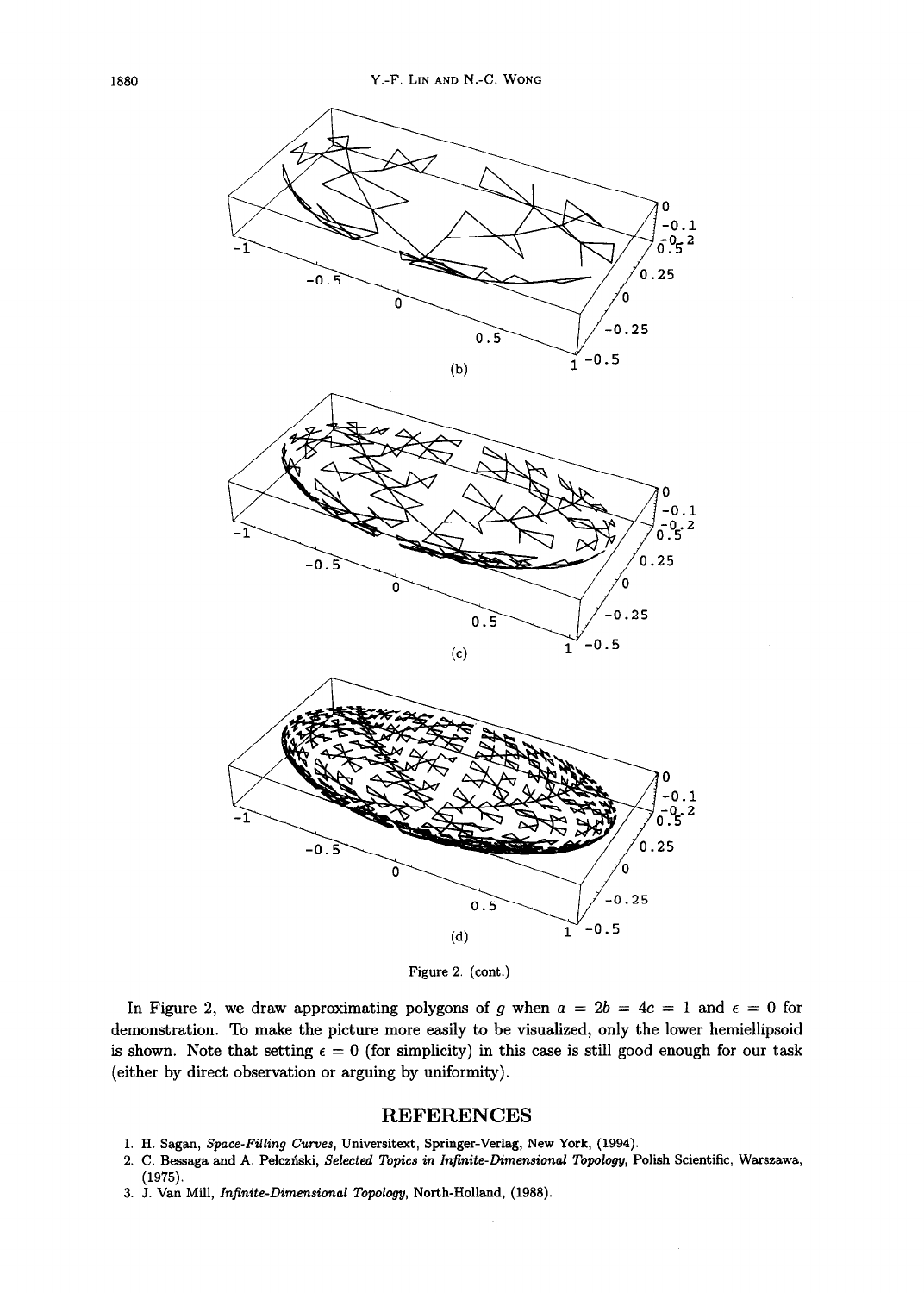(b)

(c)

(d)

Figure 2. (cont.)

In Figure 2, we draw approximating polygons of $g$ when $a = 2b = 4c = 1$ and $\epsilon = 0$ for demonstration. To make the picture more easily to be visualized, only the lower hemiellipsoid is shown. Note that setting $\epsilon = 0$ (for simplicity) in this case is still good enough for our task (either by direct observation or arguing by uniformity).

## REFERENCES

1. H. Sagan, *Space-Filling Curves*, Universitext, Springer-Verlag, New York, (1994).
2. C. Bessaga and A. Pełczński, *Selected Topics in Infinite-Dimensional Topology*, Polish Scientific, Warszawa, (1975).
3. J. Van Mill, *Infinite-Dimensional Topology*, North-Holland, (1988).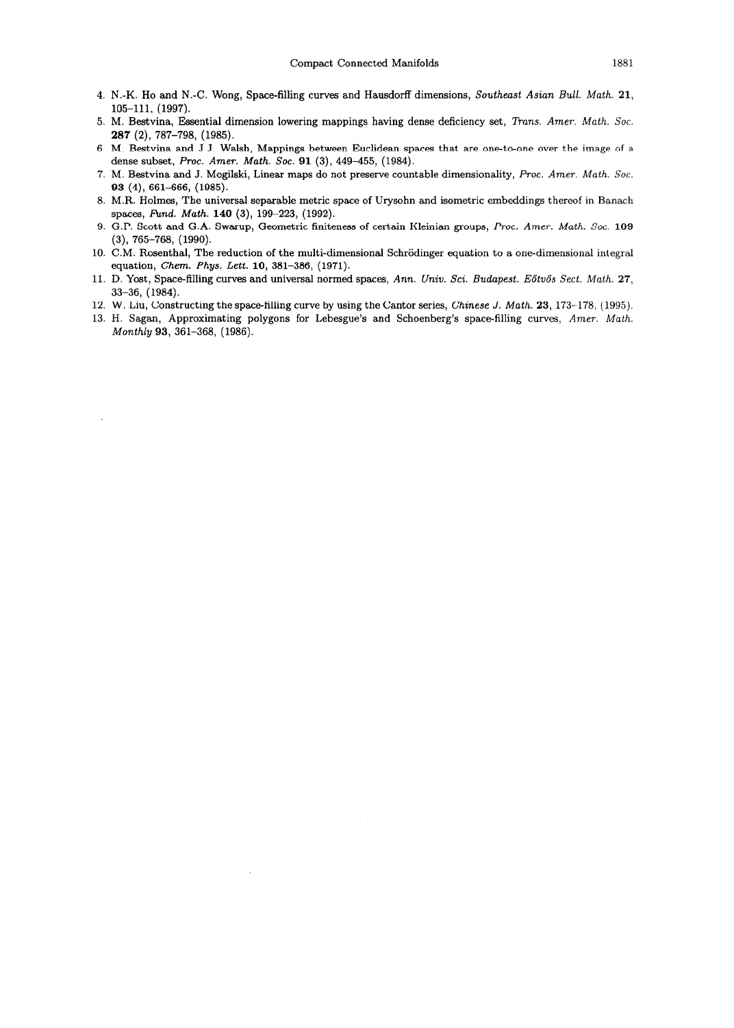4. N.-K. Ho and N.-C. Wong, Space-filling curves and Hausdorff dimensions, *Southeast Asian Bull. Math.* **21**, 105–111, (1997).
5. M. Bestvina, Essential dimension lowering mappings having dense deficiency set, *Trans. Amer. Math. Soc.* **287** (2), 787–798, (1985).
6. M. Bestvina and J.J. Walsh, Mappings between Euclidean spaces that are one-to-one over the image of a dense subset, *Proc. Amer. Math. Soc.* **91** (3), 449–455, (1984).
7. M. Bestvina and J. Mogilski, Linear maps do not preserve countable dimensionality, *Proc. Amer. Math. Soc.* **93** (4), 661–666, (1985).
8. M.R. Holmes, The universal separable metric space of Urysohn and isometric embeddings thereof in Banach spaces, *Fund. Math.* **140** (3), 199–223, (1992).
9. G.P. Scott and G.A. Swarup, Geometric finiteness of certain Kleinian groups, *Proc. Amer. Math. Soc.* **109** (3), 765–768, (1990).
10. C.M. Rosenthal, The reduction of the multi-dimensional Schrödinger equation to a one-dimensional integral equation, *Chem. Phys. Lett.* **10**, 381–386, (1971).
11. D. Yost, Space-filling curves and universal normed spaces, *Ann. Univ. Sci. Budapest. Eőtvős Sect. Math.* **27**, 33–36, (1984).
12. W. Liu, Constructing the space-filling curve by using the Cantor series, *Chinese J. Math.* **23**, 173–178, (1995).
13. H. Sagan, Approximating polygons for Lebesgue's and Schoenberg's space-filling curves, *Amer. Math. Monthly* **93**, 361–368, (1986).